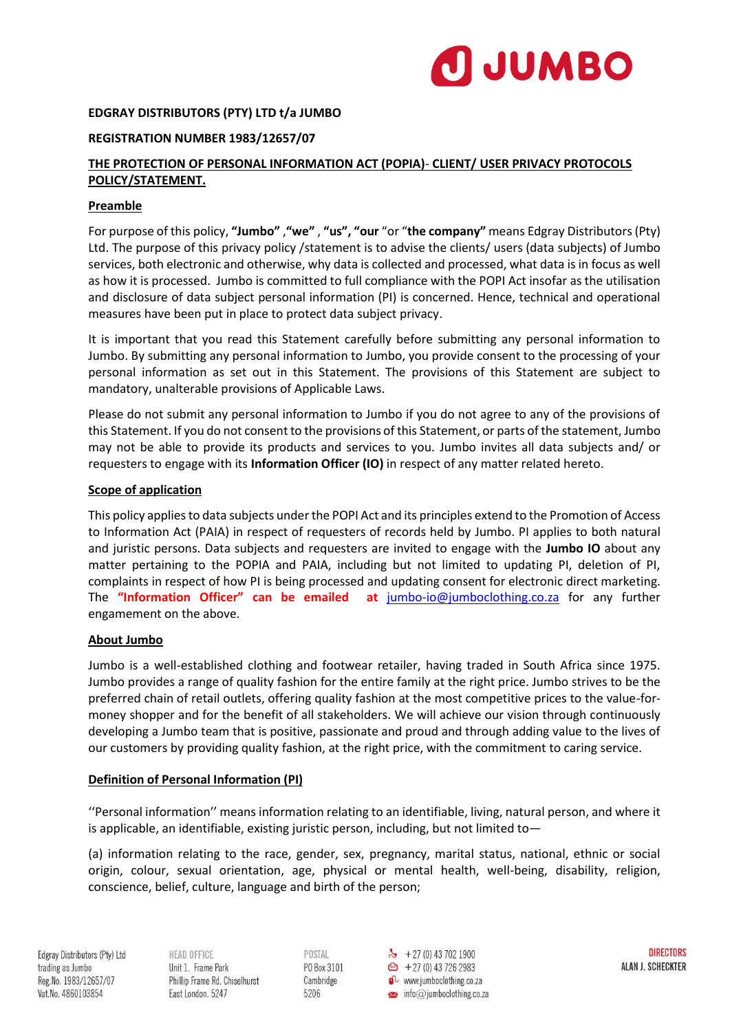**EDGRAY DISTRIBUTORS (PTY) LTD t/a JUMBO**

**REGISTRATION NUMBER 1983/12657/07**

**THE PROTECTION OF PERSONAL INFORMATION ACT (POPIA)- CLIENT/ USER PRIVACY PROTOCOLS POLICY/STATEMENT.**

## Preamble

For purpose of this policy, **"Jumbo"** ,**"we"** , **"us", "our** "or "**the company"** means Edgray Distributors (Pty) Ltd. The purpose of this privacy policy /statement is to advise the clients/ users (data subjects) of Jumbo services, both electronic and otherwise, why data is collected and processed, what data is in focus as well as how it is processed. Jumbo is committed to full compliance with the POPI Act insofar as the utilisation and disclosure of data subject personal information (PI) is concerned. Hence, technical and operational measures have been put in place to protect data subject privacy.

It is important that you read this Statement carefully before submitting any personal information to Jumbo. By submitting any personal information to Jumbo, you provide consent to the processing of your personal information as set out in this Statement. The provisions of this Statement are subject to mandatory, unalterable provisions of Applicable Laws.

Please do not submit any personal information to Jumbo if you do not agree to any of the provisions of this Statement. If you do not consent to the provisions of this Statement, or parts of the statement, Jumbo may not be able to provide its products and services to you. Jumbo invites all data subjects and/ or requesters to engage with its **Information Officer (IO)** in respect of any matter related hereto.

## Scope of application

This policy applies to data subjects under the POPI Act and its principles extend to the Promotion of Access to Information Act (PAIA) in respect of requesters of records held by Jumbo. PI applies to both natural and juristic persons. Data subjects and requesters are invited to engage with the **Jumbo IO** about any matter pertaining to the POPIA and PAIA, including but not limited to updating PI, deletion of PI, complaints in respect of how PI is being processed and updating consent for electronic direct marketing. The **"Information Officer" can be emailed at** jumbo-io@jumboclothing.co.za for any further engamement on the above.

## About Jumbo

Jumbo is a well-established clothing and footwear retailer, having traded in South Africa since 1975. Jumbo provides a range of quality fashion for the entire family at the right price. Jumbo strives to be the preferred chain of retail outlets, offering quality fashion at the most competitive prices to the value-for-money shopper and for the benefit of all stakeholders. We will achieve our vision through continuously developing a Jumbo team that is positive, passionate and proud and through adding value to the lives of our customers by providing quality fashion, at the right price, with the commitment to caring service.

## Definition of Personal Information (PI)

''Personal information'' means information relating to an identifiable, living, natural person, and where it is applicable, an identifiable, existing juristic person, including, but not limited to—

(a) information relating to the race, gender, sex, pregnancy, marital status, national, ethnic or social origin, colour, sexual orientation, age, physical or mental health, well-being, disability, religion, conscience, belief, culture, language and birth of the person;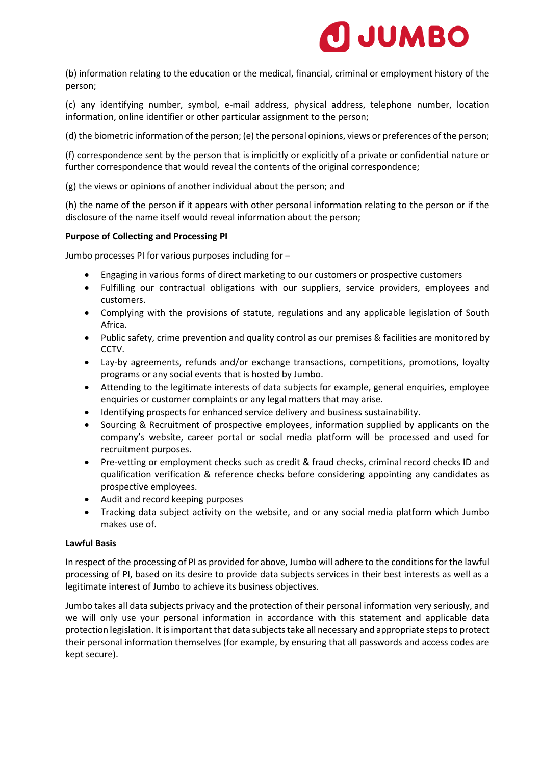(b) information relating to the education or the medical, financial, criminal or employment history of the person;

(c) any identifying number, symbol, e-mail address, physical address, telephone number, location information, online identifier or other particular assignment to the person;

(d) the biometric information of the person; (e) the personal opinions, views or preferences of the person;

(f) correspondence sent by the person that is implicitly or explicitly of a private or confidential nature or further correspondence that would reveal the contents of the original correspondence;

(g) the views or opinions of another individual about the person; and

(h) the name of the person if it appears with other personal information relating to the person or if the disclosure of the name itself would reveal information about the person;

**Purpose of Collecting and Processing PI**

Jumbo processes PI for various purposes including for –

- Engaging in various forms of direct marketing to our customers or prospective customers
- Fulfilling our contractual obligations with our suppliers, service providers, employees and customers.
- Complying with the provisions of statute, regulations and any applicable legislation of South Africa.
- Public safety, crime prevention and quality control as our premises & facilities are monitored by CCTV.
- Lay-by agreements, refunds and/or exchange transactions, competitions, promotions, loyalty programs or any social events that is hosted by Jumbo.
- Attending to the legitimate interests of data subjects for example, general enquiries, employee enquiries or customer complaints or any legal matters that may arise.
- Identifying prospects for enhanced service delivery and business sustainability.
- Sourcing & Recruitment of prospective employees, information supplied by applicants on the company's website, career portal or social media platform will be processed and used for recruitment purposes.
- Pre-vetting or employment checks such as credit & fraud checks, criminal record checks ID and qualification verification & reference checks before considering appointing any candidates as prospective employees.
- Audit and record keeping purposes
- Tracking data subject activity on the website, and or any social media platform which Jumbo makes use of.

**Lawful Basis**

In respect of the processing of PI as provided for above, Jumbo will adhere to the conditions for the lawful processing of PI, based on its desire to provide data subjects services in their best interests as well as a legitimate interest of Jumbo to achieve its business objectives.

Jumbo takes all data subjects privacy and the protection of their personal information very seriously, and we will only use your personal information in accordance with this statement and applicable data protection legislation. It is important that data subjects take all necessary and appropriate steps to protect their personal information themselves (for example, by ensuring that all passwords and access codes are kept secure).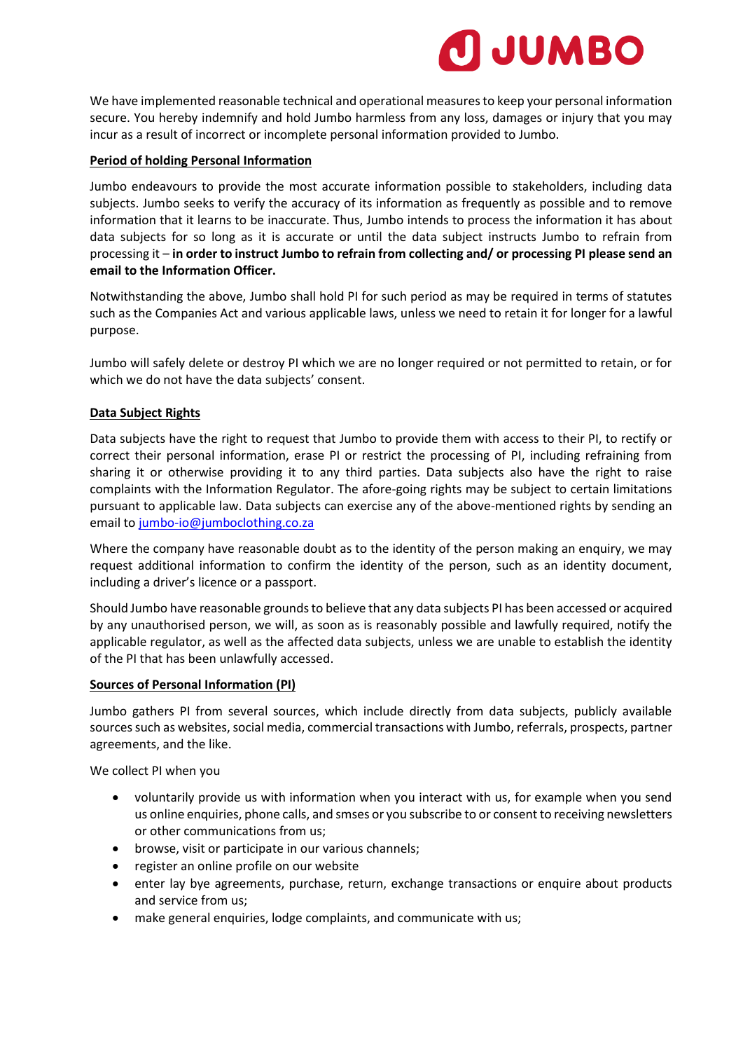We have implemented reasonable technical and operational measures to keep your personal information secure. You hereby indemnify and hold Jumbo harmless from any loss, damages or injury that you may incur as a result of incorrect or incomplete personal information provided to Jumbo.

**Period of holding Personal Information**

Jumbo endeavours to provide the most accurate information possible to stakeholders, including data subjects. Jumbo seeks to verify the accuracy of its information as frequently as possible and to remove information that it learns to be inaccurate. Thus, Jumbo intends to process the information it has about data subjects for so long as it is accurate or until the data subject instructs Jumbo to refrain from processing it – **in order to instruct Jumbo to refrain from collecting and/ or processing PI please send an email to the Information Officer.**

Notwithstanding the above, Jumbo shall hold PI for such period as may be required in terms of statutes such as the Companies Act and various applicable laws, unless we need to retain it for longer for a lawful purpose.

Jumbo will safely delete or destroy PI which we are no longer required or not permitted to retain, or for which we do not have the data subjects' consent.

**Data Subject Rights**

Data subjects have the right to request that Jumbo to provide them with access to their PI, to rectify or correct their personal information, erase PI or restrict the processing of PI, including refraining from sharing it or otherwise providing it to any third parties. Data subjects also have the right to raise complaints with the Information Regulator. The afore-going rights may be subject to certain limitations pursuant to applicable law. Data subjects can exercise any of the above-mentioned rights by sending an email to jumbo-io@jumboclothing.co.za

Where the company have reasonable doubt as to the identity of the person making an enquiry, we may request additional information to confirm the identity of the person, such as an identity document, including a driver's licence or a passport.

Should Jumbo have reasonable grounds to believe that any data subjects PI has been accessed or acquired by any unauthorised person, we will, as soon as is reasonably possible and lawfully required, notify the applicable regulator, as well as the affected data subjects, unless we are unable to establish the identity of the PI that has been unlawfully accessed.

**Sources of Personal Information (PI)**

Jumbo gathers PI from several sources, which include directly from data subjects, publicly available sources such as websites, social media, commercial transactions with Jumbo, referrals, prospects, partner agreements, and the like.

We collect PI when you

- voluntarily provide us with information when you interact with us, for example when you send us online enquiries, phone calls, and smses or you subscribe to or consent to receiving newsletters or other communications from us;
- browse, visit or participate in our various channels;
- register an online profile on our website
- enter lay bye agreements, purchase, return, exchange transactions or enquire about products and service from us;
- make general enquiries, lodge complaints, and communicate with us;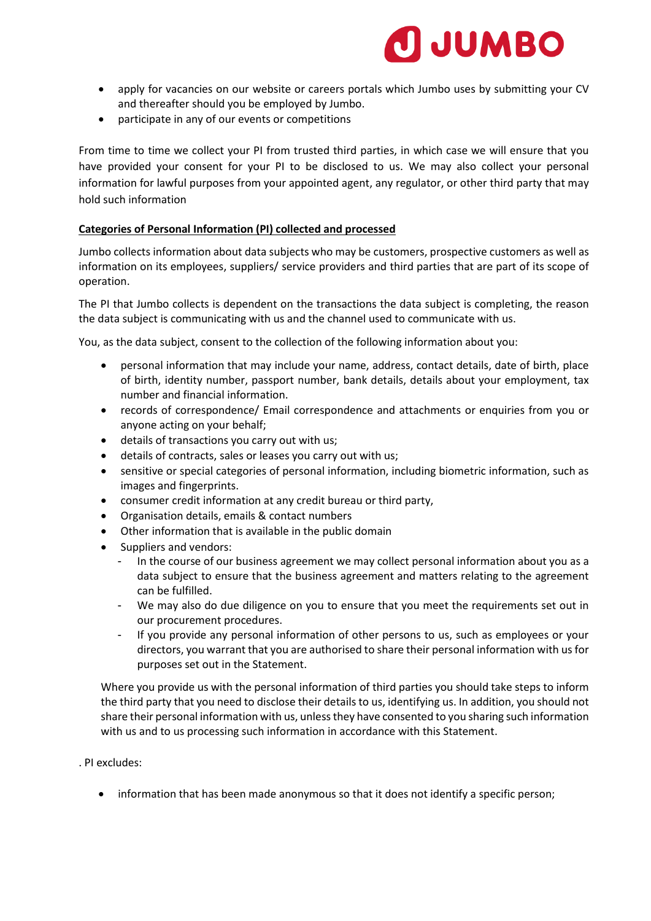- apply for vacancies on our website or careers portals which Jumbo uses by submitting your CV and thereafter should you be employed by Jumbo.
- participate in any of our events or competitions

From time to time we collect your PI from trusted third parties, in which case we will ensure that you have provided your consent for your PI to be disclosed to us. We may also collect your personal information for lawful purposes from your appointed agent, any regulator, or other third party that may hold such information

**Categories of Personal Information (PI) collected and processed**

Jumbo collects information about data subjects who may be customers, prospective customers as well as information on its employees, suppliers/ service providers and third parties that are part of its scope of operation.

The PI that Jumbo collects is dependent on the transactions the data subject is completing, the reason the data subject is communicating with us and the channel used to communicate with us.

You, as the data subject, consent to the collection of the following information about you:

- personal information that may include your name, address, contact details, date of birth, place of birth, identity number, passport number, bank details, details about your employment, tax number and financial information.
- records of correspondence/ Email correspondence and attachments or enquiries from you or anyone acting on your behalf;
- details of transactions you carry out with us;
- details of contracts, sales or leases you carry out with us;
- sensitive or special categories of personal information, including biometric information, such as images and fingerprints.
- consumer credit information at any credit bureau or third party,
- Organisation details, emails & contact numbers
- Other information that is available in the public domain
- Suppliers and vendors:
  - In the course of our business agreement we may collect personal information about you as a data subject to ensure that the business agreement and matters relating to the agreement can be fulfilled.
  - We may also do due diligence on you to ensure that you meet the requirements set out in our procurement procedures.
  - If you provide any personal information of other persons to us, such as employees or your directors, you warrant that you are authorised to share their personal information with us for purposes set out in the Statement.

Where you provide us with the personal information of third parties you should take steps to inform the third party that you need to disclose their details to us, identifying us. In addition, you should not share their personal information with us, unless they have consented to you sharing such information with us and to us processing such information in accordance with this Statement.

. PI excludes:

- information that has been made anonymous so that it does not identify a specific person;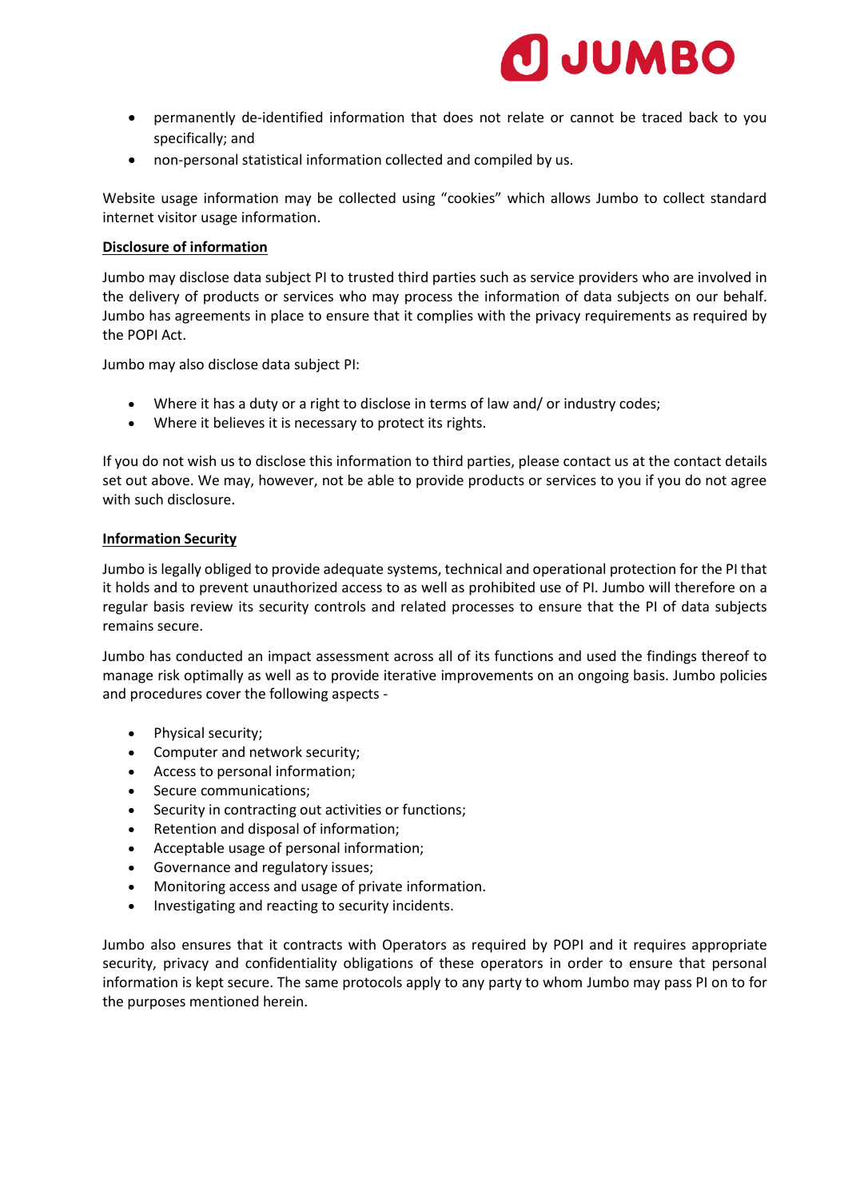- permanently de-identified information that does not relate or cannot be traced back to you specifically; and
- non-personal statistical information collected and compiled by us.

Website usage information may be collected using "cookies" which allows Jumbo to collect standard internet visitor usage information.

**Disclosure of information**

Jumbo may disclose data subject PI to trusted third parties such as service providers who are involved in the delivery of products or services who may process the information of data subjects on our behalf. Jumbo has agreements in place to ensure that it complies with the privacy requirements as required by the POPI Act.

Jumbo may also disclose data subject PI:

- Where it has a duty or a right to disclose in terms of law and/ or industry codes;
- Where it believes it is necessary to protect its rights.

If you do not wish us to disclose this information to third parties, please contact us at the contact details set out above. We may, however, not be able to provide products or services to you if you do not agree with such disclosure.

**Information Security**

Jumbo is legally obliged to provide adequate systems, technical and operational protection for the PI that it holds and to prevent unauthorized access to as well as prohibited use of PI. Jumbo will therefore on a regular basis review its security controls and related processes to ensure that the PI of data subjects remains secure.

Jumbo has conducted an impact assessment across all of its functions and used the findings thereof to manage risk optimally as well as to provide iterative improvements on an ongoing basis. Jumbo policies and procedures cover the following aspects -

- Physical security;
- Computer and network security;
- Access to personal information;
- Secure communications;
- Security in contracting out activities or functions;
- Retention and disposal of information;
- Acceptable usage of personal information;
- Governance and regulatory issues;
- Monitoring access and usage of private information.
- Investigating and reacting to security incidents.

Jumbo also ensures that it contracts with Operators as required by POPI and it requires appropriate security, privacy and confidentiality obligations of these operators in order to ensure that personal information is kept secure. The same protocols apply to any party to whom Jumbo may pass PI on to for the purposes mentioned herein.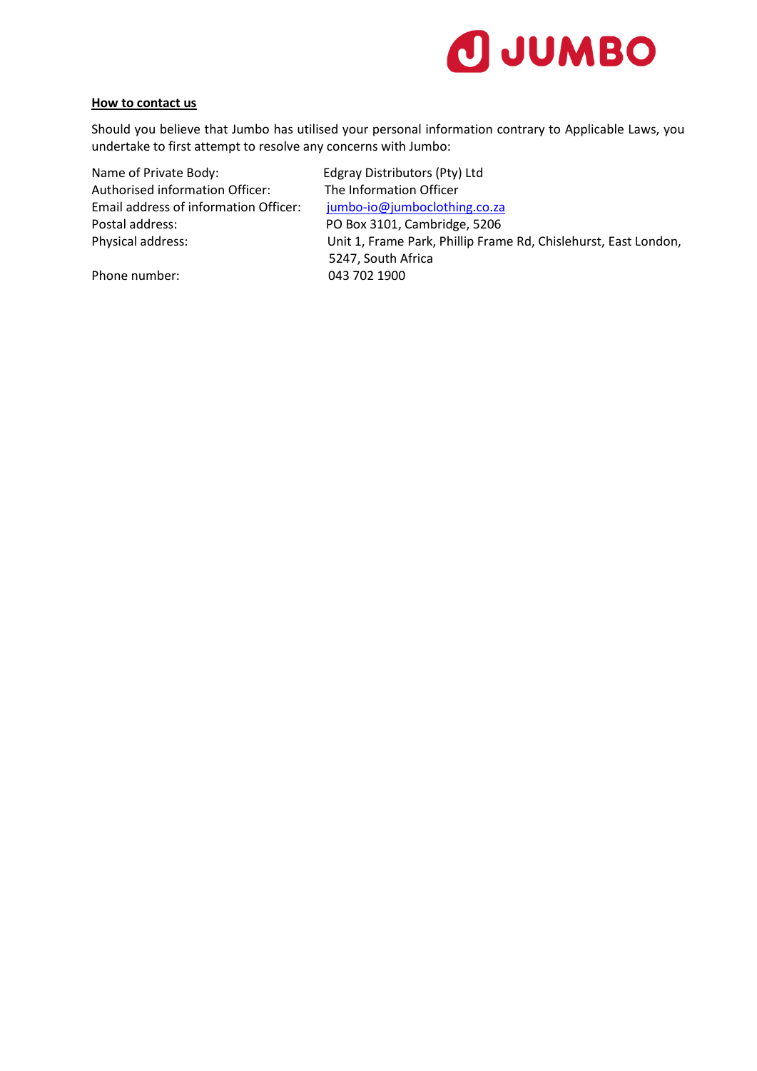**How to contact us**

Should you believe that Jumbo has utilised your personal information contrary to Applicable Laws, you undertake to first attempt to resolve any concerns with Jumbo:

| | |
|---|---|
| Name of Private Body: | Edgray Distributors (Pty) Ltd |
| Authorised information Officer: | The Information Officer |
| Email address of information Officer: | jumbo-io@jumboclothing.co.za |
| Postal address: | PO Box 3101, Cambridge, 5206 |
| Physical address: | Unit 1, Frame Park, Phillip Frame Rd, Chislehurst, East London, 5247, South Africa |
| Phone number: | 043 702 1900 |